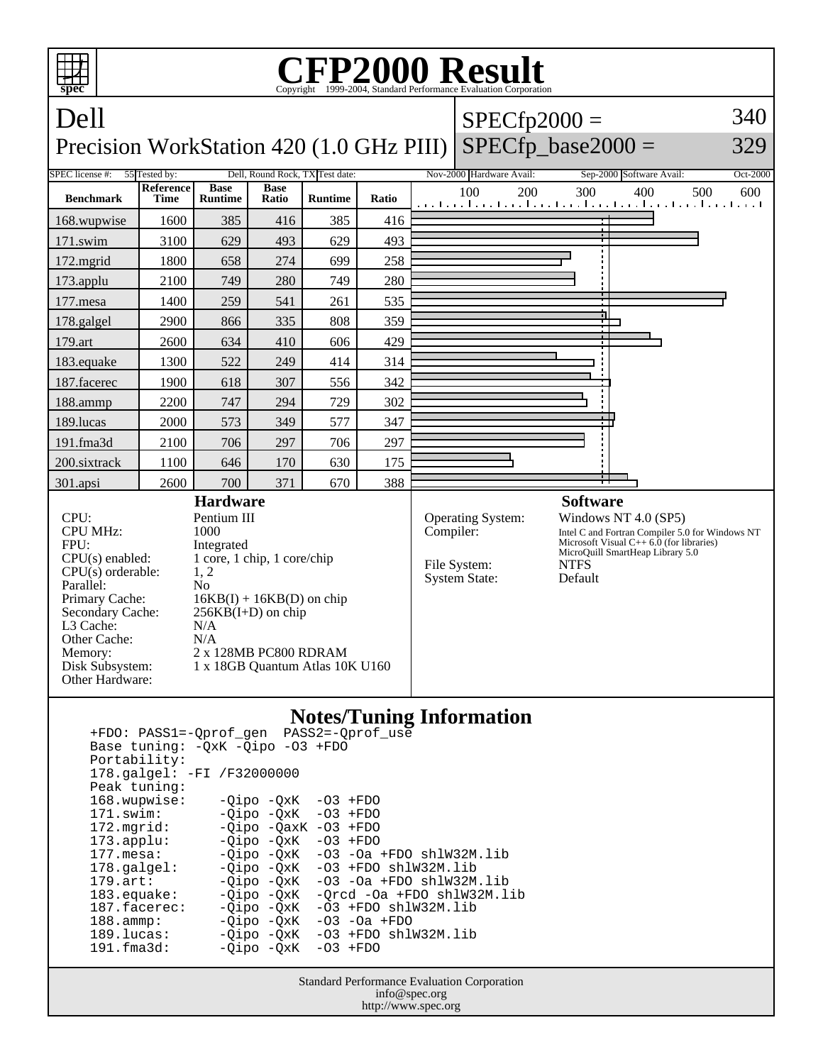# CFP2000 Result

Copyright 1999-2004, Standard Performance Evaluation Corporation

## Dell

Precision WorkStation 420 (1.0 GHz PIII)

SPECfp2000 = 340

SPECfp_base2000 = 329

| SPEC license #: | 55 | Tested by: | Dell, Round Rock, TX | Test date: | Nov-2000 | Hardware Avail: | Sep-2000 | Software Avail: | Oct-2000 |
|---|---|---|---|---|---|---|---|---|---|

| Benchmark | Reference Time | Base Runtime | Base Ratio | Runtime | Ratio |
|---|---|---|---|---|---|
| 168.wupwise | 1600 | 385 | 416 | 385 | 416 |
| 171.swim | 3100 | 629 | 493 | 629 | 493 |
| 172.mgrid | 1800 | 658 | 274 | 699 | 258 |
| 173.applu | 2100 | 749 | 280 | 749 | 280 |
| 177.mesa | 1400 | 259 | 541 | 261 | 535 |
| 178.galgel | 2900 | 866 | 335 | 808 | 359 |
| 179.art | 2600 | 634 | 410 | 606 | 429 |
| 183.equake | 1300 | 522 | 249 | 414 | 314 |
| 187.facerec | 1900 | 618 | 307 | 556 | 342 |
| 188.ammp | 2200 | 747 | 294 | 729 | 302 |
| 189.lucas | 2000 | 573 | 349 | 577 | 347 |
| 191.fma3d | 2100 | 706 | 297 | 706 | 297 |
| 200.sixtrack | 1100 | 646 | 170 | 630 | 175 |
| 301.apsi | 2600 | 700 | 371 | 670 | 388 |

### Hardware

| | |
|---|---|
| CPU: | Pentium III |
| CPU MHz: | 1000 |
| FPU: | Integrated |
| CPU(s) enabled: | 1 core, 1 chip, 1 core/chip |
| CPU(s) orderable: | 1, 2 |
| Parallel: | No |
| Primary Cache: | 16KB(I) + 16KB(D) on chip |
| Secondary Cache: | 256KB(I+D) on chip |
| L3 Cache: | N/A |
| Other Cache: | N/A |
| Memory: | 2 x 128MB PC800 RDRAM |
| Disk Subsystem: | 1 x 18GB Quantum Atlas 10K U160 |
| Other Hardware: | |

### Software

| | |
|---|---|
| Operating System: | Windows NT 4.0 (SP5) |
| Compiler: | Intel C and Fortran Compiler 5.0 for Windows NT<br>Microsoft Visual C++ 6.0 (for libraries)<br>MicroQuill SmartHeap Library 5.0 |
| File System: | NTFS |
| System State: | Default |

### Notes/Tuning Information

```
+FDO: PASS1=-Qprof_gen  PASS2=-Qprof_use
Base tuning: -QxK -Qipo -O3 +FDO
Portability:
178.galgel: -FI /F32000000
Peak tuning:
168.wupwise:     -Qipo -QxK  -O3 +FDO
171.swim:        -Qipo -QxK  -O3 +FDO
172.mgrid:       -Qipo -QaxK -O3 +FDO
173.applu:       -Qipo -QxK  -O3 +FDO
177.mesa:        -Qipo -QxK  -O3 -Oa +FDO shlW32M.lib
178.galgel:      -Qipo -QxK  -O3 +FDO shlW32M.lib
179.art:         -Qipo -QxK  -O3 -Oa +FDO shlW32M.lib
183.equake:      -Qipo -QxK  -Qrcd -Oa +FDO shlW32M.lib
187.facerec:     -Qipo -QxK  -O3 +FDO shlW32M.lib
188.ammp:        -Qipo -QxK  -O3 -Oa +FDO
189.lucas:       -Qipo -QxK  -O3 +FDO shlW32M.lib
191.fma3d:       -Qipo -QxK  -O3 +FDO
```

Standard Performance Evaluation Corporation
info@spec.org
http://www.spec.org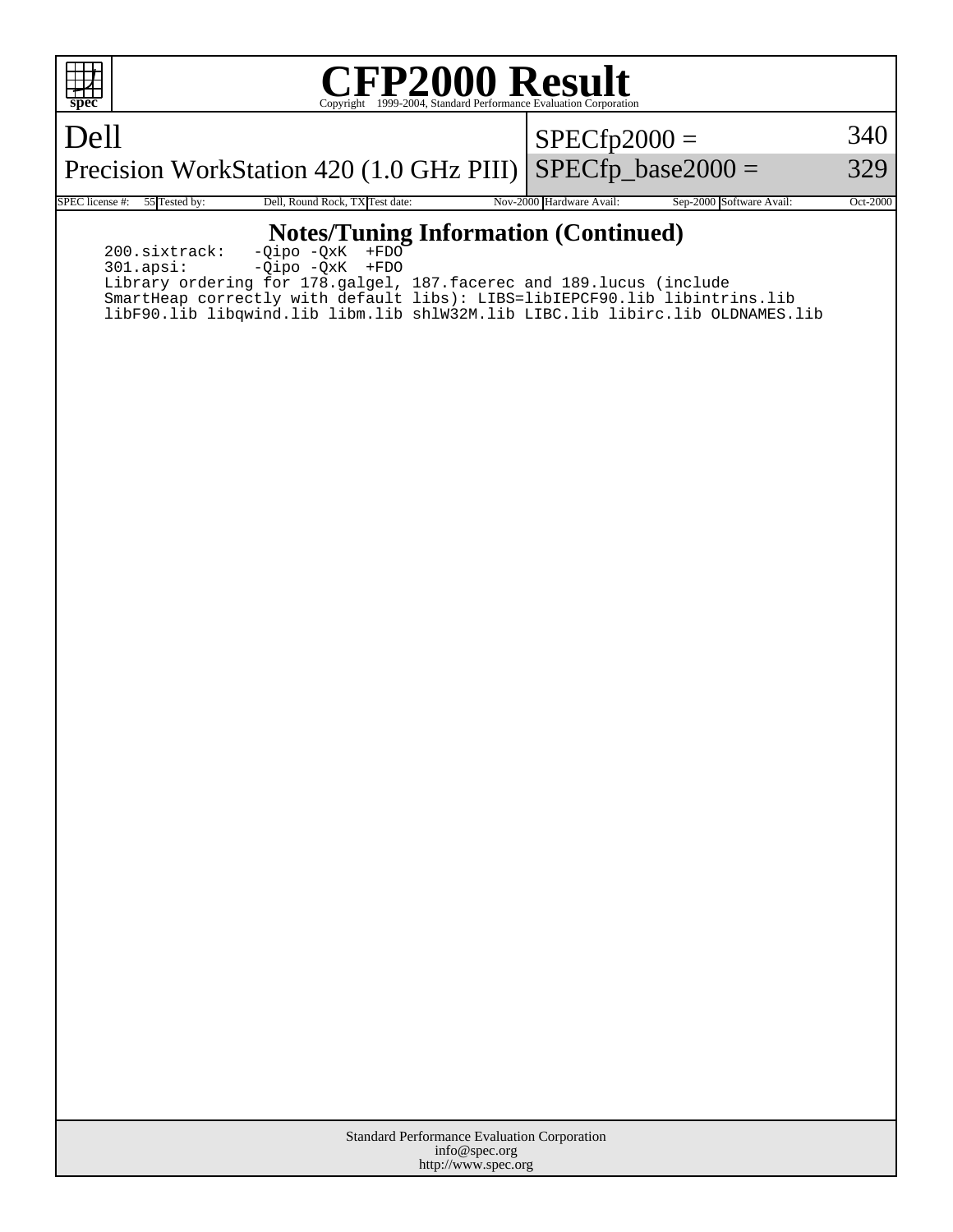# CFP2000 Result

Copyright 1999-2004, Standard Performance Evaluation Corporation

**Dell**

**Precision WorkStation 420 (1.0 GHz PIII)**

| | |
|---|---|
| SPECfp2000 = | 340 |
| SPECfp_base2000 = | 329 |

| SPEC license #: | 55 | Tested by: | Dell, Round Rock, TX | Test date: | Nov-2000 | Hardware Avail: | Sep-2000 | Software Avail: | Oct-2000 |
|---|---|---|---|---|---|---|---|---|---|

## Notes/Tuning Information (Continued)

```
200.sixtrack:   -Qipo -QxK  +FDO
301.apsi:       -Qipo -QxK  +FDO
Library ordering for 178.galgel, 187.facerec and 189.lucus (include
SmartHeap correctly with default libs): LIBS=libIEPCF90.lib libintrins.lib
libF90.lib libqwind.lib libm.lib shlW32M.lib LIBC.lib libirc.lib OLDNAMES.lib
```